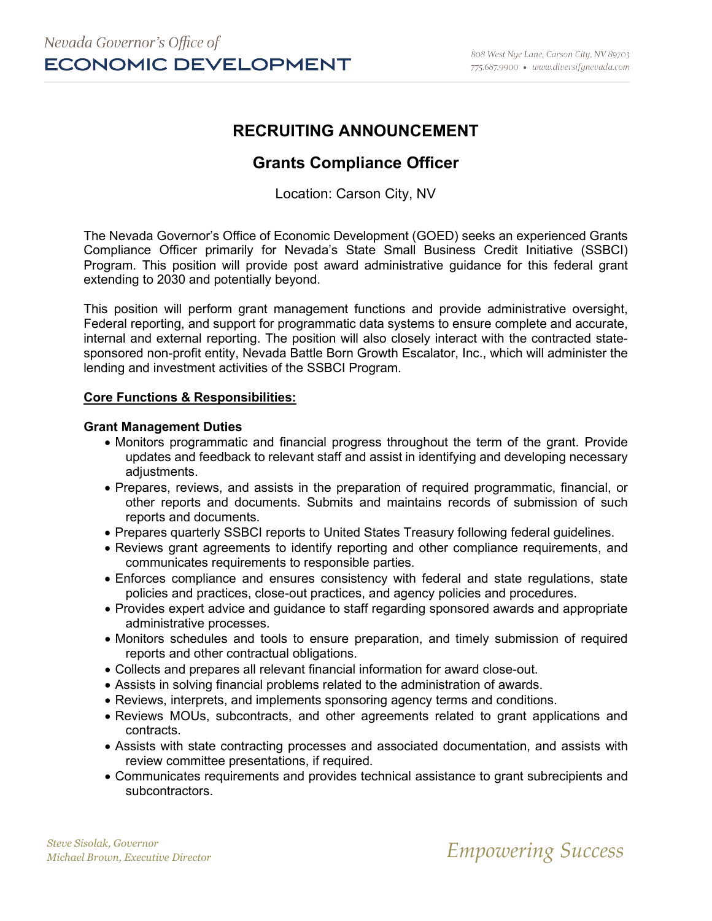# RECRUITING ANNOUNCEMENT

## Grants Compliance Officer

Location: Carson City, NV

The Nevada Governor's Office of Economic Development (GOED) seeks an experienced Grants Compliance Officer primarily for Nevada's State Small Business Credit Initiative (SSBCI) Program. This position will provide post award administrative guidance for this federal grant extending to 2030 and potentially beyond.

This position will perform grant management functions and provide administrative oversight, Federal reporting, and support for programmatic data systems to ensure complete and accurate, internal and external reporting. The position will also closely interact with the contracted state-sponsored non-profit entity, Nevada Battle Born Growth Escalator, Inc., which will administer the lending and investment activities of the SSBCI Program.

**Core Functions & Responsibilities:**

**Grant Management Duties**

- Monitors programmatic and financial progress throughout the term of the grant. Provide updates and feedback to relevant staff and assist in identifying and developing necessary adjustments.
- Prepares, reviews, and assists in the preparation of required programmatic, financial, or other reports and documents. Submits and maintains records of submission of such reports and documents.
- Prepares quarterly SSBCI reports to United States Treasury following federal guidelines.
- Reviews grant agreements to identify reporting and other compliance requirements, and communicates requirements to responsible parties.
- Enforces compliance and ensures consistency with federal and state regulations, state policies and practices, close-out practices, and agency policies and procedures.
- Provides expert advice and guidance to staff regarding sponsored awards and appropriate administrative processes.
- Monitors schedules and tools to ensure preparation, and timely submission of required reports and other contractual obligations.
- Collects and prepares all relevant financial information for award close-out.
- Assists in solving financial problems related to the administration of awards.
- Reviews, interprets, and implements sponsoring agency terms and conditions.
- Reviews MOUs, subcontracts, and other agreements related to grant applications and contracts.
- Assists with state contracting processes and associated documentation, and assists with review committee presentations, if required.
- Communicates requirements and provides technical assistance to grant subrecipients and subcontractors.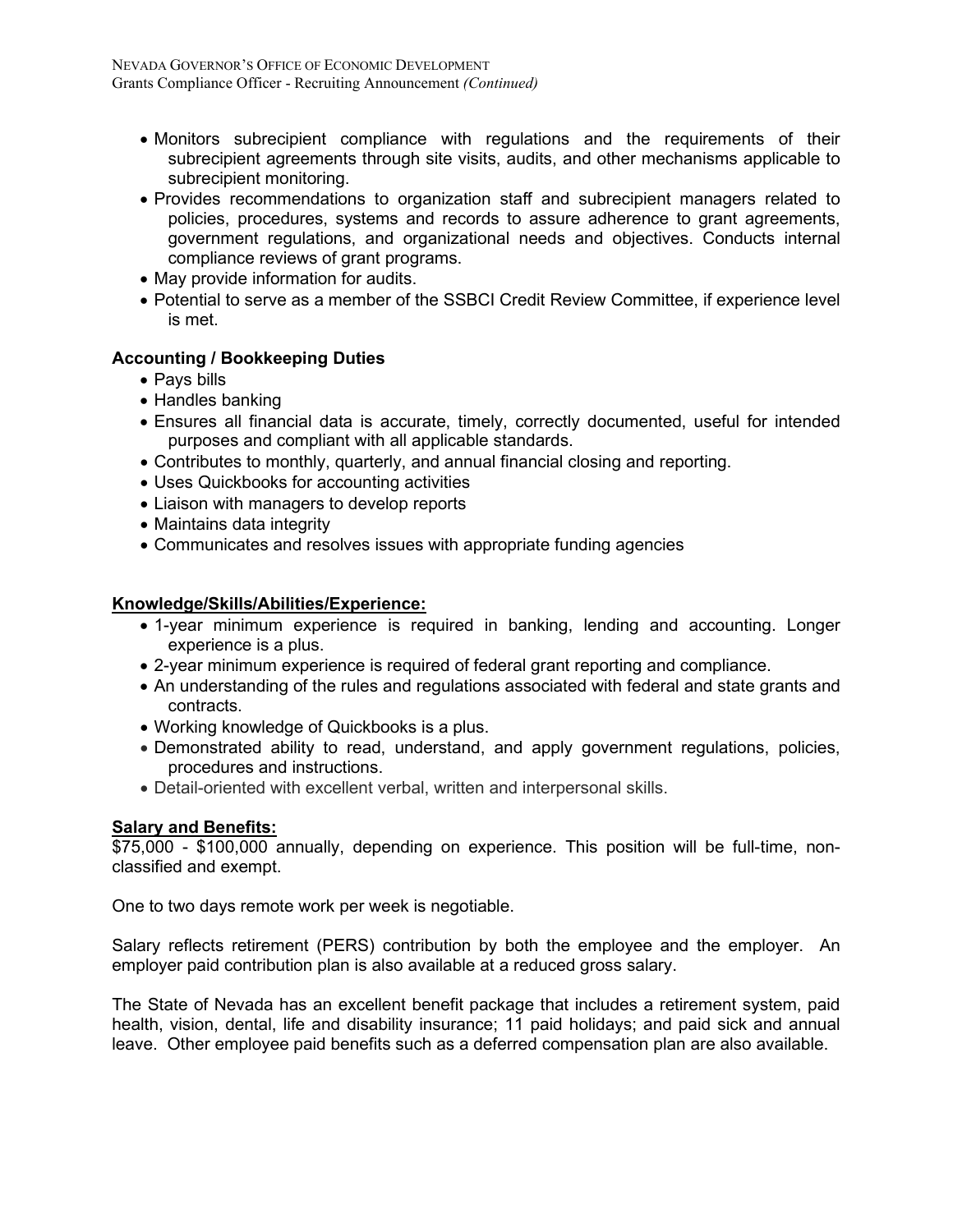- Monitors subrecipient compliance with regulations and the requirements of their subrecipient agreements through site visits, audits, and other mechanisms applicable to subrecipient monitoring.
- Provides recommendations to organization staff and subrecipient managers related to policies, procedures, systems and records to assure adherence to grant agreements, government regulations, and organizational needs and objectives. Conducts internal compliance reviews of grant programs.
- May provide information for audits.
- Potential to serve as a member of the SSBCI Credit Review Committee, if experience level is met.

**Accounting / Bookkeeping Duties**

- Pays bills
- Handles banking
- Ensures all financial data is accurate, timely, correctly documented, useful for intended purposes and compliant with all applicable standards.
- Contributes to monthly, quarterly, and annual financial closing and reporting.
- Uses Quickbooks for accounting activities
- Liaison with managers to develop reports
- Maintains data integrity
- Communicates and resolves issues with appropriate funding agencies

**Knowledge/Skills/Abilities/Experience:**

- 1-year minimum experience is required in banking, lending and accounting. Longer experience is a plus.
- 2-year minimum experience is required of federal grant reporting and compliance.
- An understanding of the rules and regulations associated with federal and state grants and contracts.
- Working knowledge of Quickbooks is a plus.
- Demonstrated ability to read, understand, and apply government regulations, policies, procedures and instructions.
- Detail-oriented with excellent verbal, written and interpersonal skills.

**Salary and Benefits:**

$75,000 - $100,000 annually, depending on experience. This position will be full-time, non-classified and exempt.

One to two days remote work per week is negotiable.

Salary reflects retirement (PERS) contribution by both the employee and the employer. An employer paid contribution plan is also available at a reduced gross salary.

The State of Nevada has an excellent benefit package that includes a retirement system, paid health, vision, dental, life and disability insurance; 11 paid holidays; and paid sick and annual leave. Other employee paid benefits such as a deferred compensation plan are also available.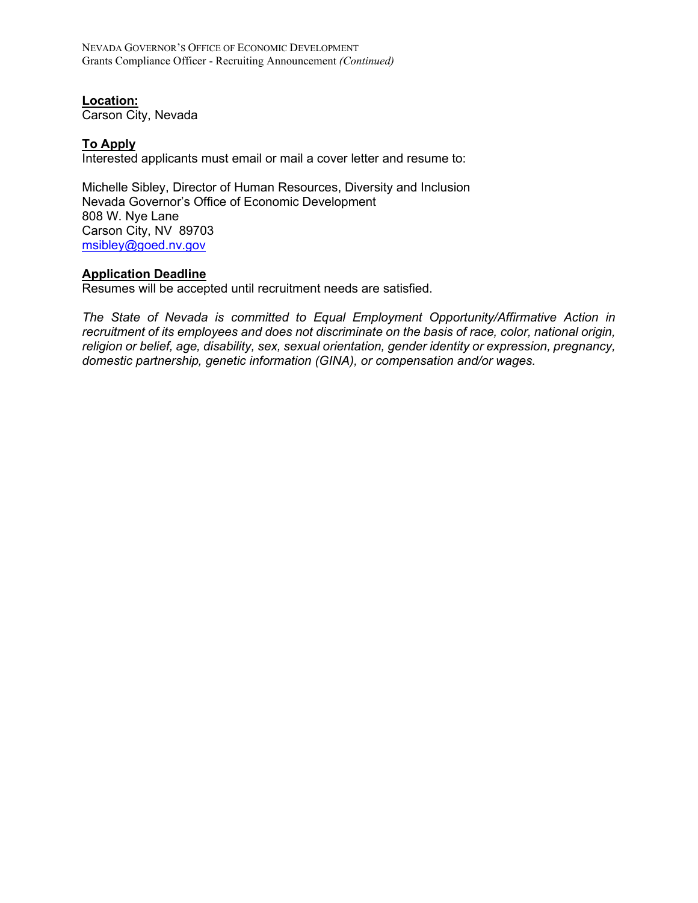**Location:**
Carson City, Nevada

**To Apply**
Interested applicants must email or mail a cover letter and resume to:

Michelle Sibley, Director of Human Resources, Diversity and Inclusion
Nevada Governor's Office of Economic Development
808 W. Nye Lane
Carson City, NV 89703
msibley@goed.nv.gov

**Application Deadline**
Resumes will be accepted until recruitment needs are satisfied.

*The State of Nevada is committed to Equal Employment Opportunity/Affirmative Action in recruitment of its employees and does not discriminate on the basis of race, color, national origin, religion or belief, age, disability, sex, sexual orientation, gender identity or expression, pregnancy, domestic partnership, genetic information (GINA), or compensation and/or wages.*